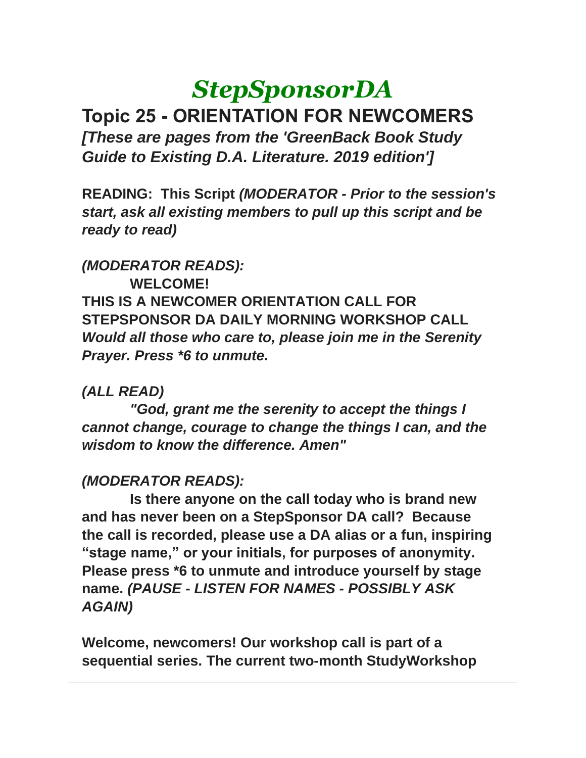# *StepSponsorDA*

## Topic 25 - ORIENTATION FOR NEWCOMERS

***[These are pages from the 'GreenBack Book Study Guide to Existing D.A. Literature. 2019 edition']***

**READING: This Script *(MODERATOR - Prior to the session's start, ask all existing members to pull up this script and be ready to read)***

***(MODERATOR READS):***

**WELCOME!**

**THIS IS A NEWCOMER ORIENTATION CALL FOR STEPSPONSOR DA DAILY MORNING WORKSHOP CALL**

***Would all those who care to, please join me in the Serenity Prayer. Press *6 to unmute.***

***(ALL READ)***

***"God, grant me the serenity to accept the things I cannot change, courage to change the things I can, and the wisdom to know the difference. Amen"***

***(MODERATOR READS):***

**Is there anyone on the call today who is brand new and has never been on a StepSponsor DA call? Because the call is recorded, please use a DA alias or a fun, inspiring "stage name," or your initials, for purposes of anonymity. Please press *6 to unmute and introduce yourself by stage name. *(PAUSE - LISTEN FOR NAMES - POSSIBLY ASK AGAIN)***

**Welcome, newcomers! Our workshop call is part of a sequential series. The current two-month StudyWorkshop**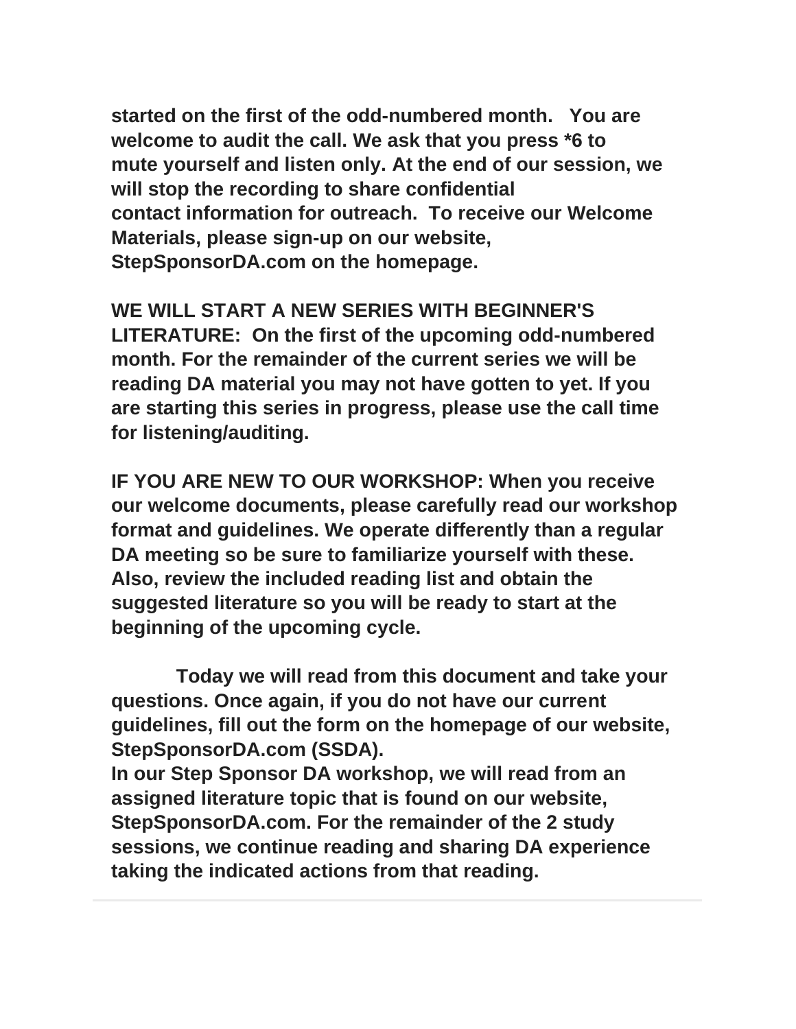**started on the first of the odd-numbered month. You are welcome to audit the call. We ask that you press *6 to mute yourself and listen only. At the end of our session, we will stop the recording to share confidential contact information for outreach. To receive our Welcome Materials, please sign-up on our website, StepSponsorDA.com on the homepage.**

**WE WILL START A NEW SERIES WITH BEGINNER'S LITERATURE: On the first of the upcoming odd-numbered month. For the remainder of the current series we will be reading DA material you may not have gotten to yet. If you are starting this series in progress, please use the call time for listening/auditing.**

**IF YOU ARE NEW TO OUR WORKSHOP: When you receive our welcome documents, please carefully read our workshop format and guidelines. We operate differently than a regular DA meeting so be sure to familiarize yourself with these. Also, review the included reading list and obtain the suggested literature so you will be ready to start at the beginning of the upcoming cycle.**

**Today we will read from this document and take your questions. Once again, if you do not have our current guidelines, fill out the form on the homepage of our website, StepSponsorDA.com (SSDA).**
**In our Step Sponsor DA workshop, we will read from an assigned literature topic that is found on our website, StepSponsorDA.com. For the remainder of the 2 study sessions, we continue reading and sharing DA experience taking the indicated actions from that reading.**

---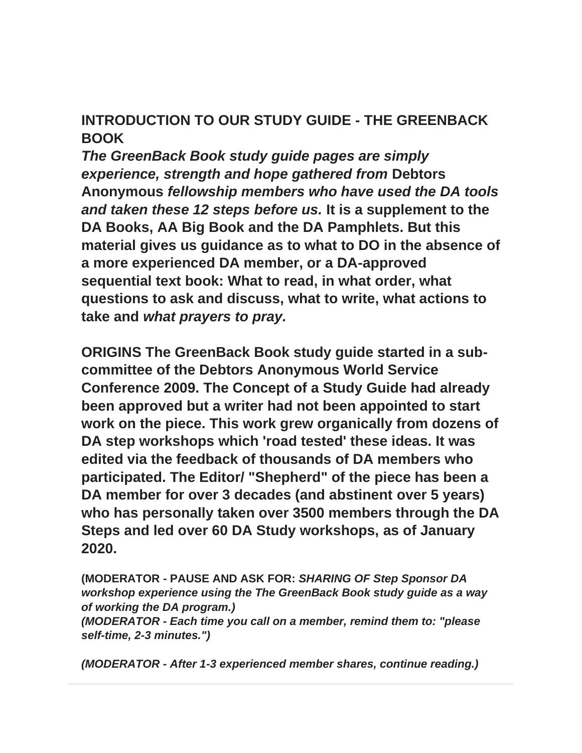## INTRODUCTION TO OUR STUDY GUIDE - THE GREENBACK BOOK

***The GreenBack Book study guide pages are simply experience, strength and hope gathered from* Debtors Anonymous *fellowship members who have used the DA tools and taken these 12 steps before us.* It is a supplement to the DA Books, AA Big Book and the DA Pamphlets. But this material gives us guidance as to what to DO in the absence of a more experienced DA member, or a DA-approved sequential text book: What to read, in what order, what questions to ask and discuss, what to write, what actions to take and *what prayers to pray.***

**ORIGINS The GreenBack Book study guide started in a sub-committee of the Debtors Anonymous World Service Conference 2009. The Concept of a Study Guide had already been approved but a writer had not been appointed to start work on the piece. This work grew organically from dozens of DA step workshops which 'road tested' these ideas. It was edited via the feedback of thousands of DA members who participated. The Editor/ "Shepherd" of the piece has been a DA member for over 3 decades (and abstinent over 5 years) who has personally taken over 3500 members through the DA Steps and led over 60 DA Study workshops, as of January 2020.**

**(MODERATOR - PAUSE AND ASK FOR:** ***SHARING OF Step Sponsor DA workshop experience using the The GreenBack Book study guide as a way of working the DA program.)***
***(MODERATOR - Each time you call on a member, remind them to: "please self-time, 2-3 minutes.")***

***(MODERATOR - After 1-3 experienced member shares, continue reading.)***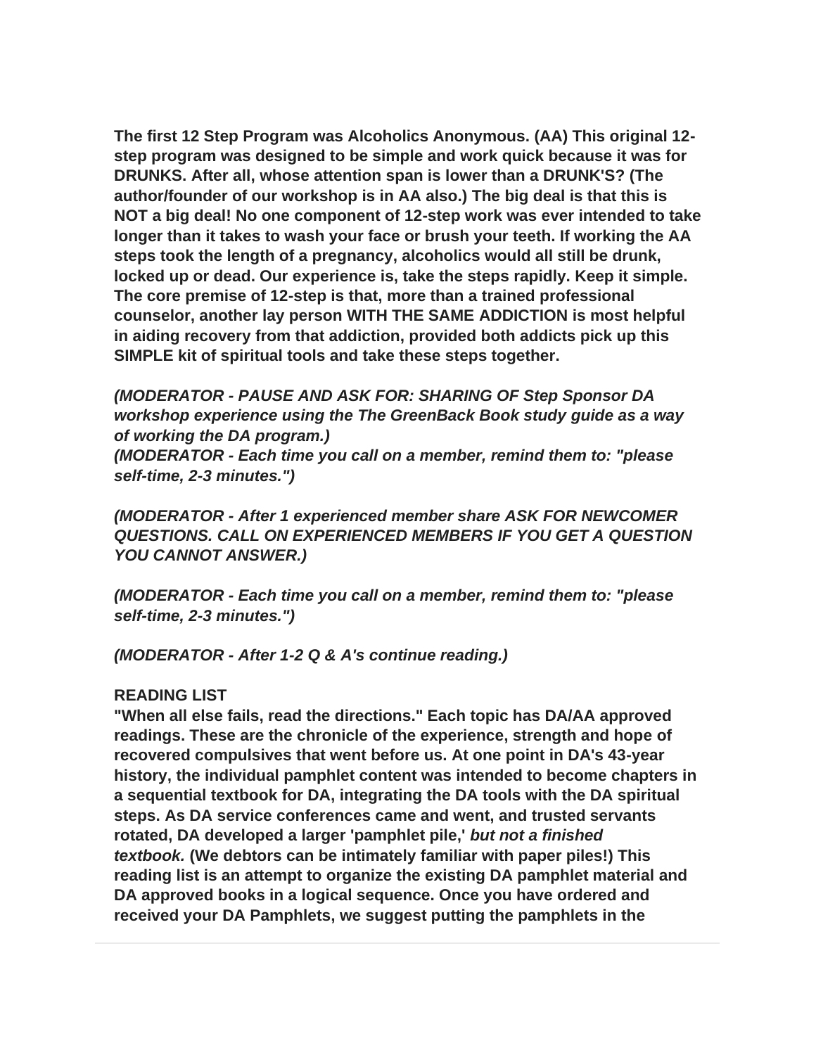**The first 12 Step Program was Alcoholics Anonymous. (AA) This original 12-step program was designed to be simple and work quick because it was for DRUNKS. After all, whose attention span is lower than a DRUNK'S? (The author/founder of our workshop is in AA also.) The big deal is that this is NOT a big deal! No one component of 12-step work was ever intended to take longer than it takes to wash your face or brush your teeth. If working the AA steps took the length of a pregnancy, alcoholics would all still be drunk, locked up or dead. Our experience is, take the steps rapidly. Keep it simple. The core premise of 12-step is that, more than a trained professional counselor, another lay person WITH THE SAME ADDICTION is most helpful in aiding recovery from that addiction, provided both addicts pick up this SIMPLE kit of spiritual tools and take these steps together.**

***(MODERATOR - PAUSE AND ASK FOR: SHARING OF Step Sponsor DA workshop experience using the The GreenBack Book study guide as a way of working the DA program.)***
***(MODERATOR - Each time you call on a member, remind them to: "please self-time, 2-3 minutes.")***

***(MODERATOR - After 1 experienced member share ASK FOR NEWCOMER QUESTIONS. CALL ON EXPERIENCED MEMBERS IF YOU GET A QUESTION YOU CANNOT ANSWER.)***

***(MODERATOR - Each time you call on a member, remind them to: "please self-time, 2-3 minutes.")***

***(MODERATOR - After 1-2 Q & A's continue reading.)***

**READING LIST**
**"When all else fails, read the directions." Each topic has DA/AA approved readings. These are the chronicle of the experience, strength and hope of recovered compulsives that went before us. At one point in DA's 43-year history, the individual pamphlet content was intended to become chapters in a sequential textbook for DA, integrating the DA tools with the DA spiritual steps. As DA service conferences came and went, and trusted servants rotated, DA developed a larger 'pamphlet pile,'** ***but not a finished textbook.*** **(We debtors can be intimately familiar with paper piles!) This reading list is an attempt to organize the existing DA pamphlet material and DA approved books in a logical sequence. Once you have ordered and received your DA Pamphlets, we suggest putting the pamphlets in the**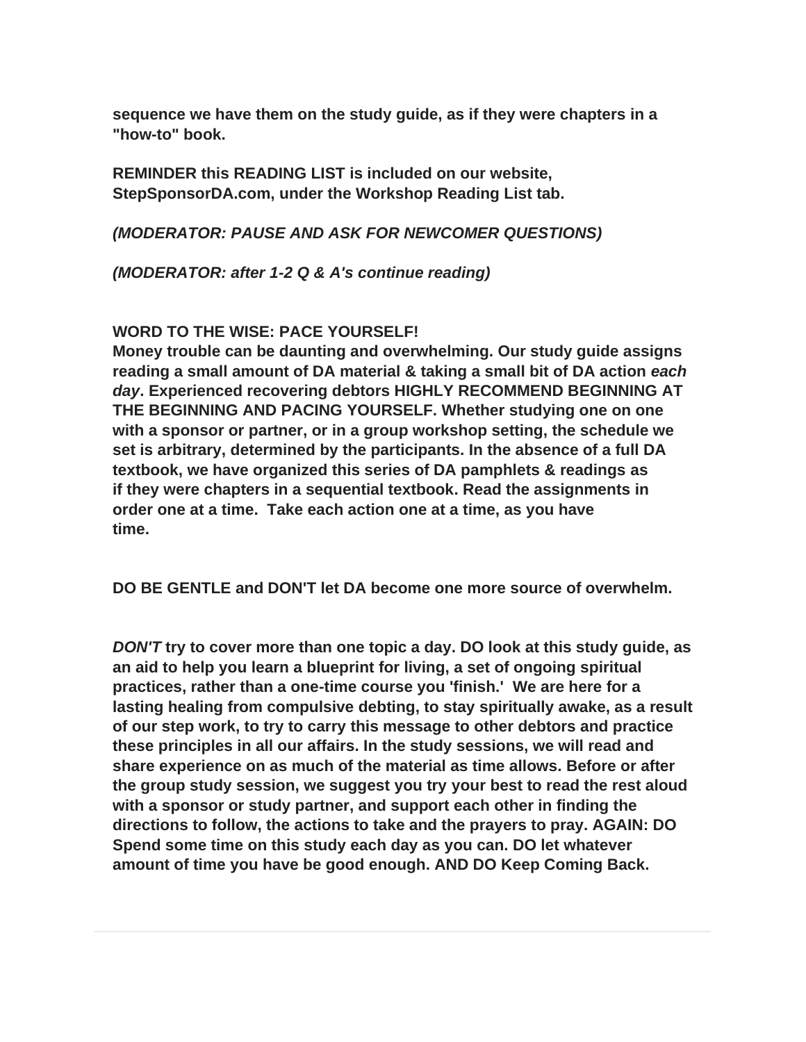**sequence we have them on the study guide, as if they were chapters in a "how-to" book.**

**REMINDER this READING LIST is included on our website, StepSponsorDA.com, under the Workshop Reading List tab.**

***(MODERATOR: PAUSE AND ASK FOR NEWCOMER QUESTIONS)***

***(MODERATOR: after 1-2 Q & A's continue reading)***

**WORD TO THE WISE: PACE YOURSELF!**
**Money trouble can be daunting and overwhelming. Our study guide assigns reading a small amount of DA material & taking a small bit of DA action *each day*. Experienced recovering debtors HIGHLY RECOMMEND BEGINNING AT THE BEGINNING AND PACING YOURSELF. Whether studying one on one with a sponsor or partner, or in a group workshop setting, the schedule we set is arbitrary, determined by the participants. In the absence of a full DA textbook, we have organized this series of DA pamphlets & readings as if they were chapters in a sequential textbook. Read the assignments in order one at a time. Take each action one at a time, as you have time.**

**DO BE GENTLE and DON'T let DA become one more source of overwhelm.**

***DON'T*** **try to cover more than one topic a day. DO look at this study guide, as an aid to help you learn a blueprint for living, a set of ongoing spiritual practices, rather than a one-time course you 'finish.' We are here for a lasting healing from compulsive debting, to stay spiritually awake, as a result of our step work, to try to carry this message to other debtors and practice these principles in all our affairs. In the study sessions, we will read and share experience on as much of the material as time allows. Before or after the group study session, we suggest you try your best to read the rest aloud with a sponsor or study partner, and support each other in finding the directions to follow, the actions to take and the prayers to pray. AGAIN: DO Spend some time on this study each day as you can. DO let whatever amount of time you have be good enough. AND DO Keep Coming Back.**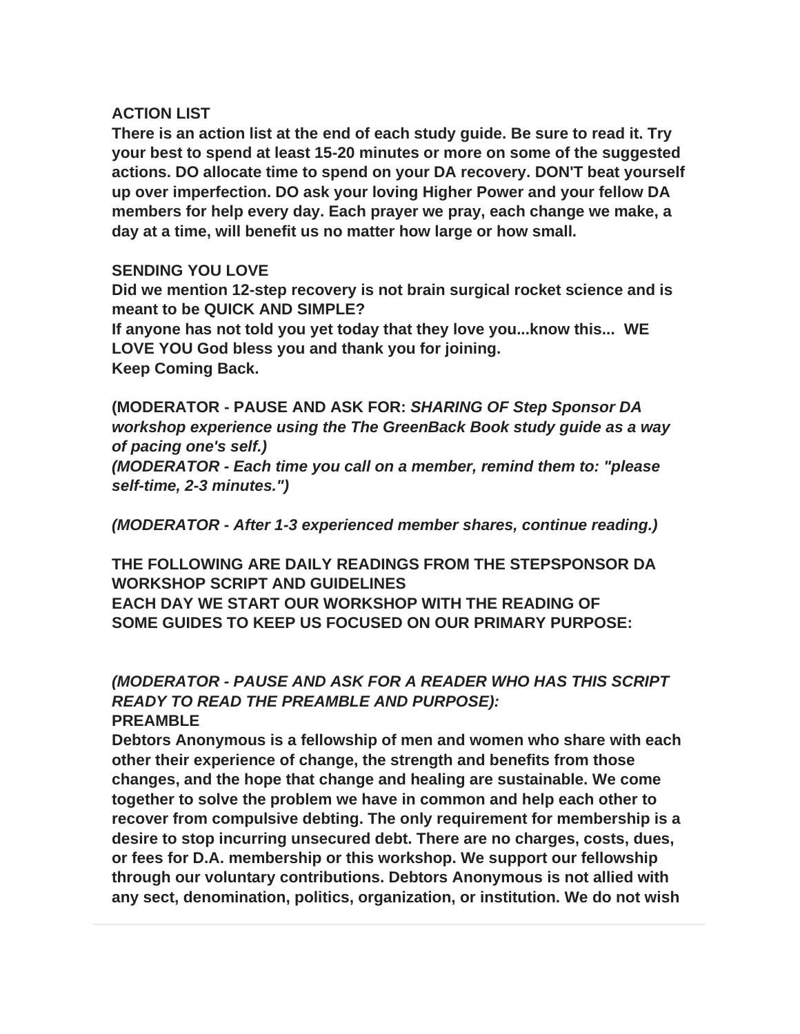**ACTION LIST**
**There is an action list at the end of each study guide. Be sure to read it. Try your best to spend at least 15-20 minutes or more on some of the suggested actions. DO allocate time to spend on your DA recovery. DON'T beat yourself up over imperfection. DO ask your loving Higher Power and your fellow DA members for help every day. Each prayer we pray, each change we make, a day at a time, will benefit us no matter how large or how small.**

**SENDING YOU LOVE**
**Did we mention 12-step recovery is not brain surgical rocket science and is meant to be QUICK AND SIMPLE?**
**If anyone has not told you yet today that they love you...know this... WE LOVE YOU God bless you and thank you for joining.**
**Keep Coming Back.**

**(MODERATOR - PAUSE AND ASK FOR:** ***SHARING OF Step Sponsor DA workshop experience using the The GreenBack Book study guide as a way of pacing one's self.)***
***(MODERATOR - Each time you call on a member, remind them to: "please self-time, 2-3 minutes.")***

***(MODERATOR - After 1-3 experienced member shares, continue reading.)***

**THE FOLLOWING ARE DAILY READINGS FROM THE STEPSPONSOR DA WORKSHOP SCRIPT AND GUIDELINES**
**EACH DAY WE START OUR WORKSHOP WITH THE READING OF SOME GUIDES TO KEEP US FOCUSED ON OUR PRIMARY PURPOSE:**

***(MODERATOR - PAUSE AND ASK FOR A READER WHO HAS THIS SCRIPT READY TO READ THE PREAMBLE AND PURPOSE):***
**PREAMBLE**
**Debtors Anonymous is a fellowship of men and women who share with each other their experience of change, the strength and benefits from those changes, and the hope that change and healing are sustainable. We come together to solve the problem we have in common and help each other to recover from compulsive debting. The only requirement for membership is a desire to stop incurring unsecured debt. There are no charges, costs, dues, or fees for D.A. membership or this workshop. We support our fellowship through our voluntary contributions. Debtors Anonymous is not allied with any sect, denomination, politics, organization, or institution. We do not wish**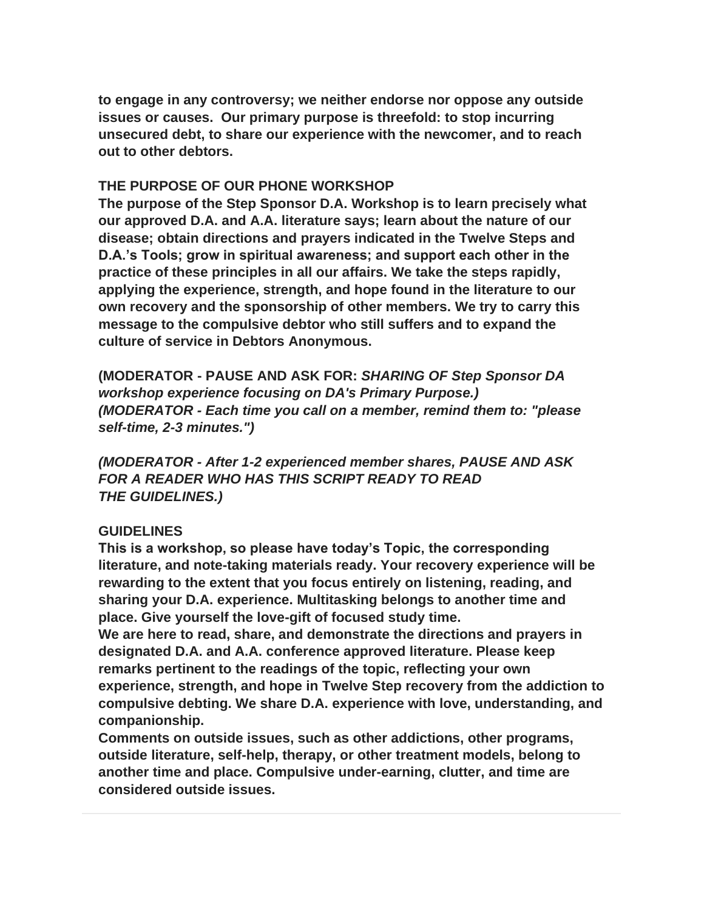**to engage in any controversy; we neither endorse nor oppose any outside issues or causes. Our primary purpose is threefold: to stop incurring unsecured debt, to share our experience with the newcomer, and to reach out to other debtors.**

**THE PURPOSE OF OUR PHONE WORKSHOP**

**The purpose of the Step Sponsor D.A. Workshop is to learn precisely what our approved D.A. and A.A. literature says; learn about the nature of our disease; obtain directions and prayers indicated in the Twelve Steps and D.A.'s Tools; grow in spiritual awareness; and support each other in the practice of these principles in all our affairs. We take the steps rapidly, applying the experience, strength, and hope found in the literature to our own recovery and the sponsorship of other members. We try to carry this message to the compulsive debtor who still suffers and to expand the culture of service in Debtors Anonymous.**

**(MODERATOR - PAUSE AND ASK FOR:** ***SHARING OF Step Sponsor DA workshop experience focusing on DA's Primary Purpose.)***
***(MODERATOR - Each time you call on a member, remind them to: "please self-time, 2-3 minutes.")***

***(MODERATOR - After 1-2 experienced member shares, PAUSE AND ASK FOR A READER WHO HAS THIS SCRIPT READY TO READ THE GUIDELINES.)***

**GUIDELINES**

**This is a workshop, so please have today's Topic, the corresponding literature, and note-taking materials ready. Your recovery experience will be rewarding to the extent that you focus entirely on listening, reading, and sharing your D.A. experience. Multitasking belongs to another time and place. Give yourself the love-gift of focused study time.**

**We are here to read, share, and demonstrate the directions and prayers in designated D.A. and A.A. conference approved literature. Please keep remarks pertinent to the readings of the topic, reflecting your own experience, strength, and hope in Twelve Step recovery from the addiction to compulsive debting. We share D.A. experience with love, understanding, and companionship.**

**Comments on outside issues, such as other addictions, other programs, outside literature, self-help, therapy, or other treatment models, belong to another time and place. Compulsive under-earning, clutter, and time are considered outside issues.**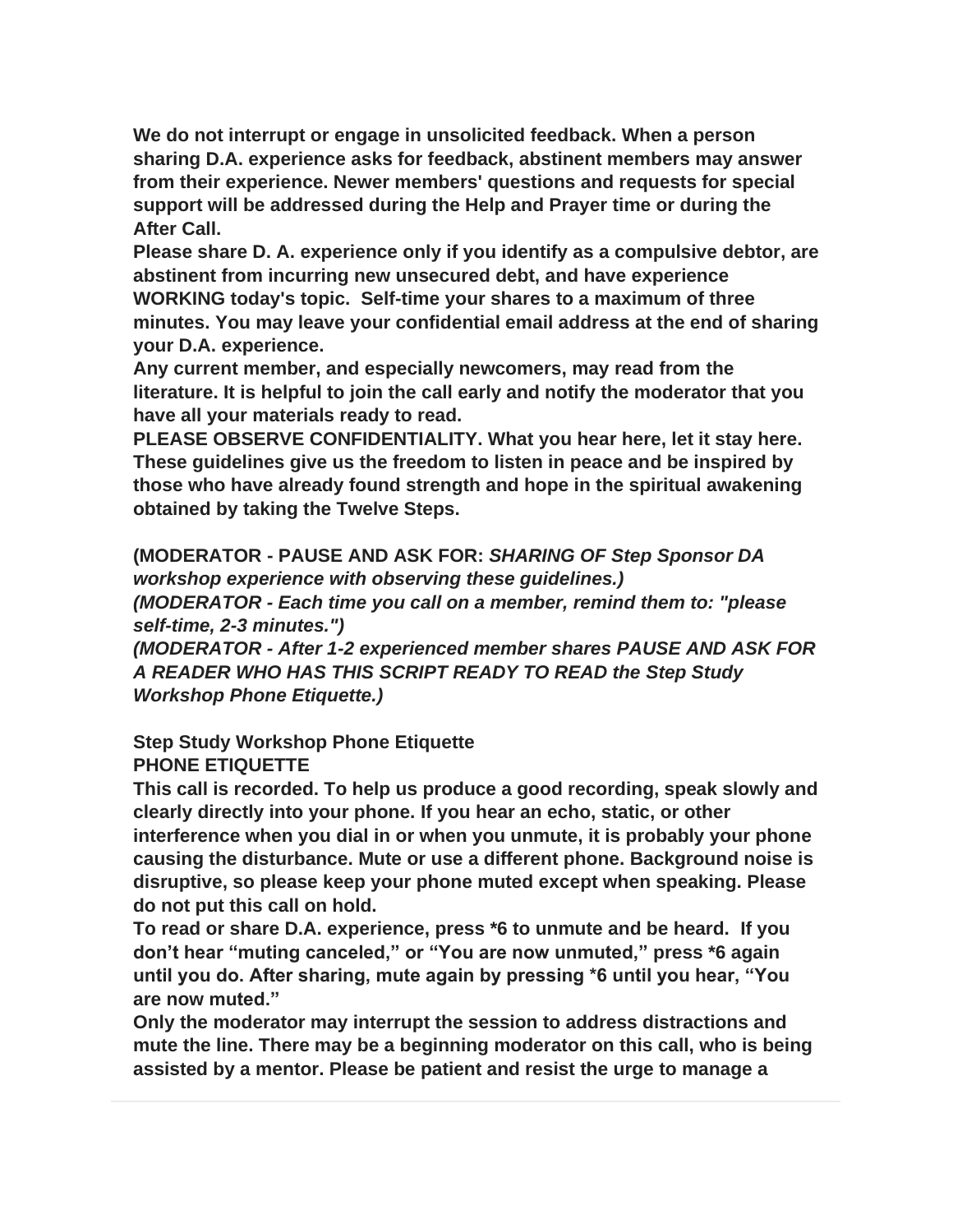**We do not interrupt or engage in unsolicited feedback. When a person sharing D.A. experience asks for feedback, abstinent members may answer from their experience. Newer members' questions and requests for special support will be addressed during the Help and Prayer time or during the After Call.**

**Please share D. A. experience only if you identify as a compulsive debtor, are abstinent from incurring new unsecured debt, and have experience WORKING today's topic. Self-time your shares to a maximum of three minutes. You may leave your confidential email address at the end of sharing your D.A. experience.**

**Any current member, and especially newcomers, may read from the literature. It is helpful to join the call early and notify the moderator that you have all your materials ready to read.**

**PLEASE OBSERVE CONFIDENTIALITY. What you hear here, let it stay here. These guidelines give us the freedom to listen in peace and be inspired by those who have already found strength and hope in the spiritual awakening obtained by taking the Twelve Steps.**

**(MODERATOR - PAUSE AND ASK FOR:** ***SHARING OF Step Sponsor DA workshop experience with observing these guidelines.)***

***(MODERATOR - Each time you call on a member, remind them to: "please self-time, 2-3 minutes.")***

***(MODERATOR - After 1-2 experienced member shares PAUSE AND ASK FOR A READER WHO HAS THIS SCRIPT READY TO READ the Step Study Workshop Phone Etiquette.)***

**Step Study Workshop Phone Etiquette**

**PHONE ETIQUETTE**

**This call is recorded. To help us produce a good recording, speak slowly and clearly directly into your phone. If you hear an echo, static, or other interference when you dial in or when you unmute, it is probably your phone causing the disturbance. Mute or use a different phone. Background noise is disruptive, so please keep your phone muted except when speaking. Please do not put this call on hold.**

**To read or share D.A. experience, press *6 to unmute and be heard. If you don't hear "muting canceled," or "You are now unmuted," press *6 again until you do. After sharing, mute again by pressing *6 until you hear, "You are now muted."**

**Only the moderator may interrupt the session to address distractions and mute the line. There may be a beginning moderator on this call, who is being assisted by a mentor. Please be patient and resist the urge to manage a**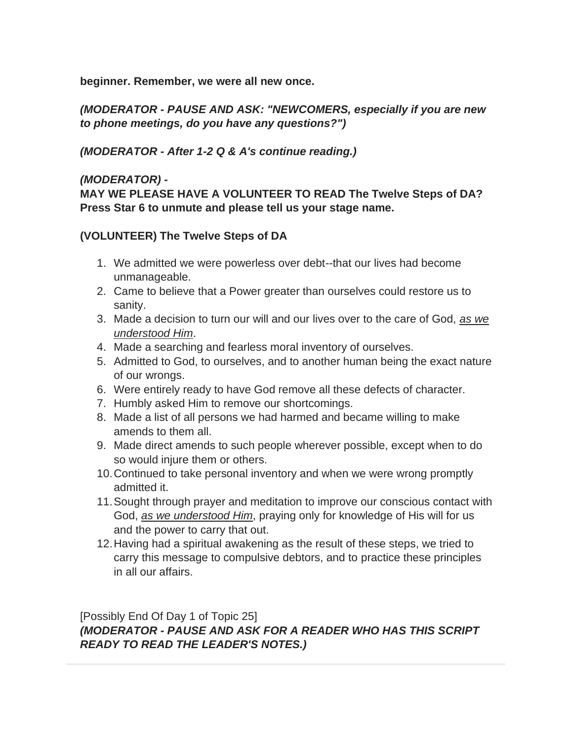**beginner. Remember, we were all new once.**

***(MODERATOR - PAUSE AND ASK: "NEWCOMERS, especially if you are new to phone meetings, do you have any questions?")***

***(MODERATOR - After 1-2 Q & A's continue reading.)***

***(MODERATOR) -***
**MAY WE PLEASE HAVE A VOLUNTEER TO READ The Twelve Steps of DA? Press Star 6 to unmute and please tell us your stage name.**

**(VOLUNTEER) The Twelve Steps of DA**

1. We admitted we were powerless over debt--that our lives had become unmanageable.
2. Came to believe that a Power greater than ourselves could restore us to sanity.
3. Made a decision to turn our will and our lives over to the care of God, *as we understood Him*.
4. Made a searching and fearless moral inventory of ourselves.
5. Admitted to God, to ourselves, and to another human being the exact nature of our wrongs.
6. Were entirely ready to have God remove all these defects of character.
7. Humbly asked Him to remove our shortcomings.
8. Made a list of all persons we had harmed and became willing to make amends to them all.
9. Made direct amends to such people wherever possible, except when to do so would injure them or others.
10. Continued to take personal inventory and when we were wrong promptly admitted it.
11. Sought through prayer and meditation to improve our conscious contact with God, *as we understood Him*, praying only for knowledge of His will for us and the power to carry that out.
12. Having had a spiritual awakening as the result of these steps, we tried to carry this message to compulsive debtors, and to practice these principles in all our affairs.

[Possibly End Of Day 1 of Topic 25]
***(MODERATOR - PAUSE AND ASK FOR A READER WHO HAS THIS SCRIPT READY TO READ THE LEADER'S NOTES.)***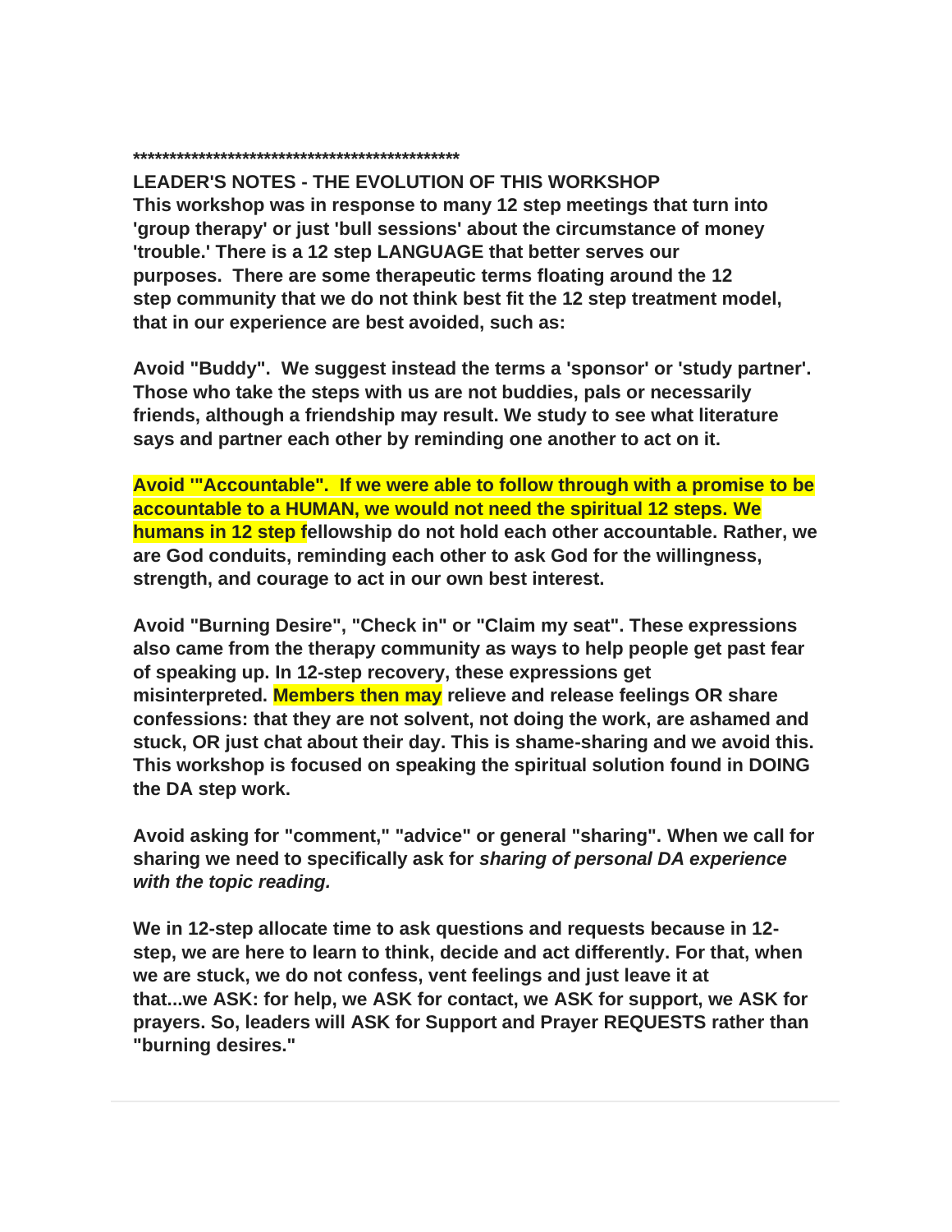**\*\*\*\*\*\*\*\*\*\*\*\*\*\*\*\*\*\*\*\*\*\*\*\*\*\*\*\*\*\*\*\*\*\*\*\*\*\*\*\*\*\*\*\*\*\*\***

**LEADER'S NOTES - THE EVOLUTION OF THIS WORKSHOP**

**This workshop was in response to many 12 step meetings that turn into 'group therapy' or just 'bull sessions' about the circumstance of money 'trouble.' There is a 12 step LANGUAGE that better serves our purposes. There are some therapeutic terms floating around the 12 step community that we do not think best fit the 12 step treatment model, that in our experience are best avoided, such as:**

**Avoid "Buddy". We suggest instead the terms a 'sponsor' or 'study partner'. Those who take the steps with us are not buddies, pals or necessarily friends, although a friendship may result. We study to see what literature says and partner each other by reminding one another to act on it.**

**Avoid '"Accountable". If we were able to follow through with a promise to be accountable to a HUMAN, we would not need the spiritual 12 steps. We humans in 12 step fellowship do not hold each other accountable. Rather, we are God conduits, reminding each other to ask God for the willingness, strength, and courage to act in our own best interest.**

**Avoid "Burning Desire", "Check in" or "Claim my seat". These expressions also came from the therapy community as ways to help people get past fear of speaking up. In 12-step recovery, these expressions get misinterpreted. Members then may relieve and release feelings OR share confessions: that they are not solvent, not doing the work, are ashamed and stuck, OR just chat about their day. This is shame-sharing and we avoid this. This workshop is focused on speaking the spiritual solution found in DOING the DA step work.**

**Avoid asking for "comment," "advice" or general "sharing". When we call for sharing we need to specifically ask for *sharing of personal DA experience with the topic reading.***

**We in 12-step allocate time to ask questions and requests because in 12-step, we are here to learn to think, decide and act differently. For that, when we are stuck, we do not confess, vent feelings and just leave it at that...we ASK: for help, we ASK for contact, we ASK for support, we ASK for prayers. So, leaders will ASK for Support and Prayer REQUESTS rather than "burning desires."**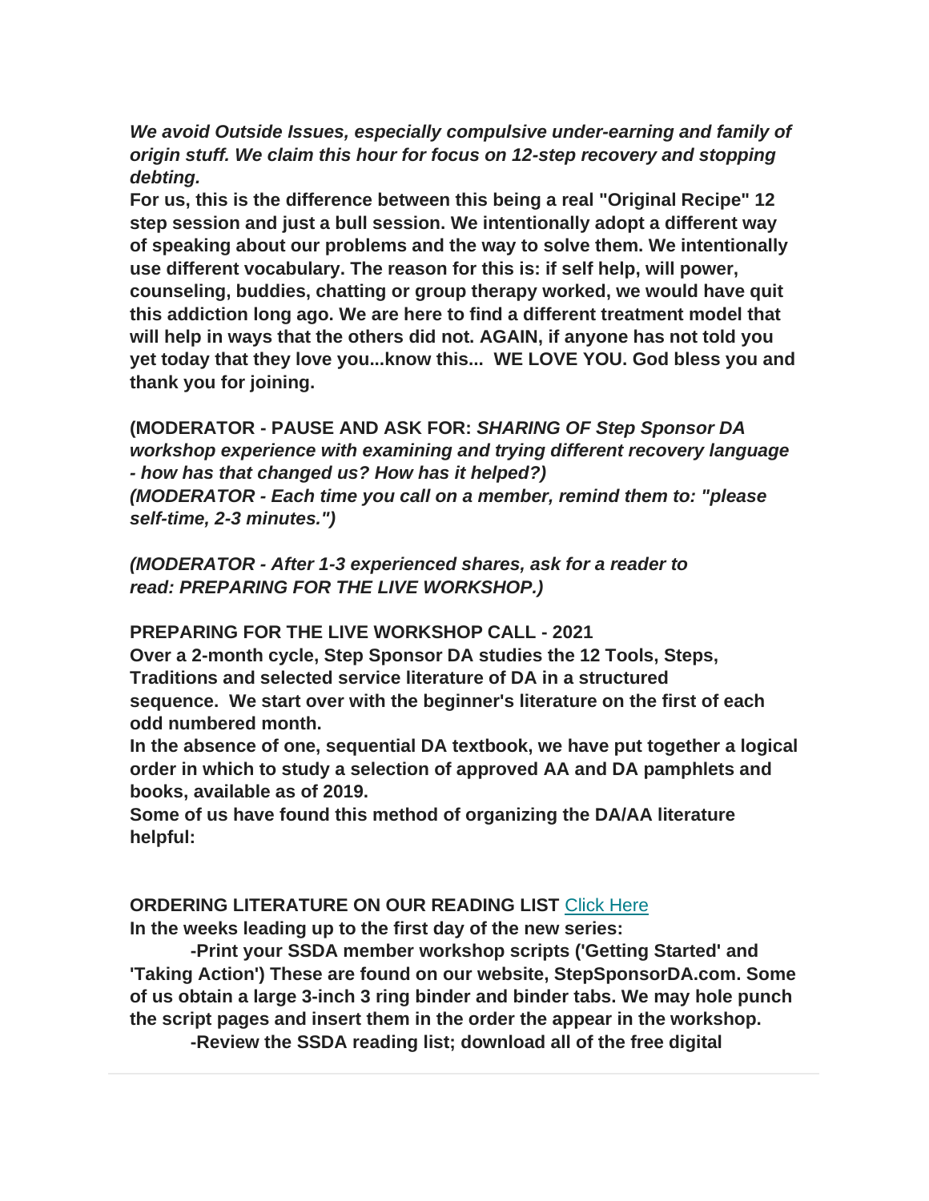***We avoid Outside Issues, especially compulsive under-earning and family of origin stuff. We claim this hour for focus on 12-step recovery and stopping debting.***

**For us, this is the difference between this being a real "Original Recipe" 12 step session and just a bull session. We intentionally adopt a different way of speaking about our problems and the way to solve them. We intentionally use different vocabulary. The reason for this is: if self help, will power, counseling, buddies, chatting or group therapy worked, we would have quit this addiction long ago. We are here to find a different treatment model that will help in ways that the others did not. AGAIN, if anyone has not told you yet today that they love you...know this...  WE LOVE YOU. God bless you and thank you for joining.**

**(MODERATOR - PAUSE AND ASK FOR:** ***SHARING OF Step Sponsor DA workshop experience with examining and trying different recovery language - how has that changed us? How has it helped?)***

***(MODERATOR - Each time you call on a member, remind them to: "please self-time, 2-3 minutes.")***

***(MODERATOR - After 1-3 experienced shares, ask for a reader to read: PREPARING FOR THE LIVE WORKSHOP.)***

**PREPARING FOR THE LIVE WORKSHOP CALL - 2021**

**Over a 2-month cycle, Step Sponsor DA studies the 12 Tools, Steps, Traditions and selected service literature of DA in a structured sequence.  We start over with the beginner's literature on the first of each odd numbered month.**

**In the absence of one, sequential DA textbook, we have put together a logical order in which to study a selection of approved AA and DA pamphlets and books, available as of 2019.**

**Some of us have found this method of organizing the DA/AA literature helpful:**

**ORDERING LITERATURE ON OUR READING LIST** [Click Here]

**In the weeks leading up to the first day of the new series:**

**-Print your SSDA member workshop scripts ('Getting Started' and 'Taking Action') These are found on our website, StepSponsorDA.com. Some of us obtain a large 3-inch 3 ring binder and binder tabs. We may hole punch the script pages and insert them in the order the appear in the workshop.**

**-Review the SSDA reading list; download all of the free digital**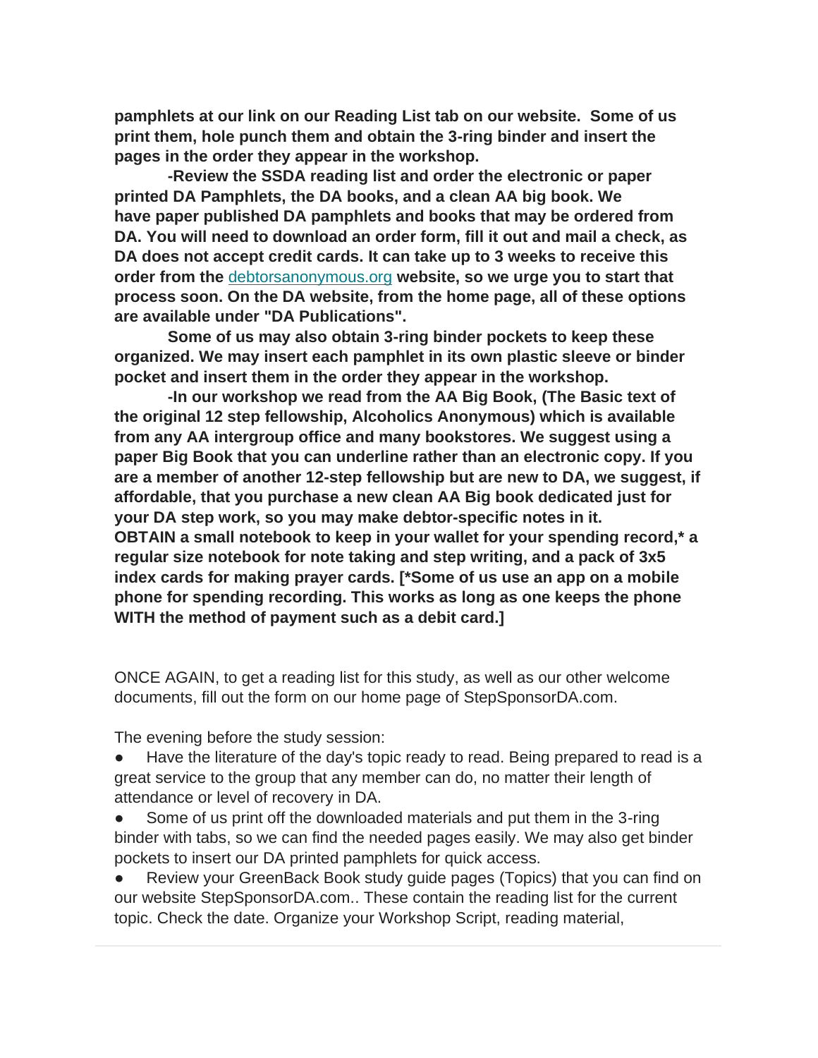**pamphlets at our link on our Reading List tab on our website. Some of us print them, hole punch them and obtain the 3-ring binder and insert the pages in the order they appear in the workshop.**

**-Review the SSDA reading list and order the electronic or paper printed DA Pamphlets, the DA books, and a clean AA big book. We have paper published DA pamphlets and books that may be ordered from DA. You will need to download an order form, fill it out and mail a check, as DA does not accept credit cards. It can take up to 3 weeks to receive this order from the [debtorsanonymous.org](debtorsanonymous.org) website, so we urge you to start that process soon. On the DA website, from the home page, all of these options are available under "DA Publications".**

**Some of us may also obtain 3-ring binder pockets to keep these organized. We may insert each pamphlet in its own plastic sleeve or binder pocket and insert them in the order they appear in the workshop.**

**-In our workshop we read from the AA Big Book, (The Basic text of the original 12 step fellowship, Alcoholics Anonymous) which is available from any AA intergroup office and many bookstores. We suggest using a paper Big Book that you can underline rather than an electronic copy. If you are a member of another 12-step fellowship but are new to DA, we suggest, if affordable, that you purchase a new clean AA Big book dedicated just for your DA step work, so you may make debtor-specific notes in it.**
**OBTAIN a small notebook to keep in your wallet for your spending record,* a regular size notebook for note taking and step writing, and a pack of 3x5 index cards for making prayer cards. [*Some of us use an app on a mobile phone for spending recording. This works as long as one keeps the phone WITH the method of payment such as a debit card.]**

ONCE AGAIN, to get a reading list for this study, as well as our other welcome documents, fill out the form on our home page of StepSponsorDA.com.

The evening before the study session:

- Have the literature of the day's topic ready to read. Being prepared to read is a great service to the group that any member can do, no matter their length of attendance or level of recovery in DA.
- Some of us print off the downloaded materials and put them in the 3-ring binder with tabs, so we can find the needed pages easily. We may also get binder pockets to insert our DA printed pamphlets for quick access.
- Review your GreenBack Book study guide pages (Topics) that you can find on our website StepSponsorDA.com.. These contain the reading list for the current topic. Check the date. Organize your Workshop Script, reading material,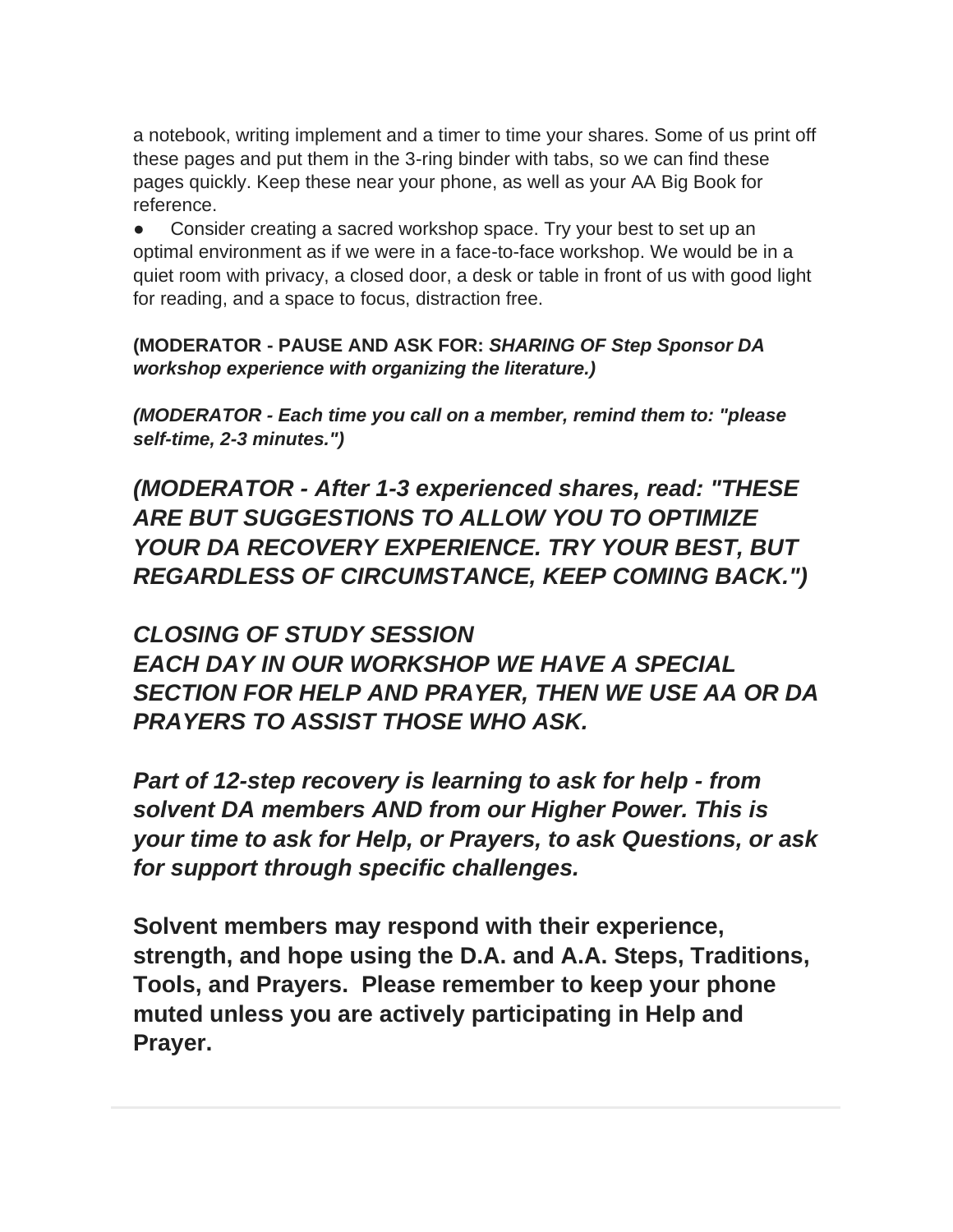a notebook, writing implement and a timer to time your shares. Some of us print off these pages and put them in the 3-ring binder with tabs, so we can find these pages quickly. Keep these near your phone, as well as your AA Big Book for reference.

- Consider creating a sacred workshop space. Try your best to set up an optimal environment as if we were in a face-to-face workshop. We would be in a quiet room with privacy, a closed door, a desk or table in front of us with good light for reading, and a space to focus, distraction free.

**(MODERATOR - PAUSE AND ASK FOR:** ***SHARING OF Step Sponsor DA workshop experience with organizing the literature.)***

***(MODERATOR - Each time you call on a member, remind them to: "please self-time, 2-3 minutes.")***

***(MODERATOR - After 1-3 experienced shares, read: "THESE ARE BUT SUGGESTIONS TO ALLOW YOU TO OPTIMIZE YOUR DA RECOVERY EXPERIENCE. TRY YOUR BEST, BUT REGARDLESS OF CIRCUMSTANCE, KEEP COMING BACK.")***

***CLOSING OF STUDY SESSION***
***EACH DAY IN OUR WORKSHOP WE HAVE A SPECIAL SECTION FOR HELP AND PRAYER, THEN WE USE AA OR DA PRAYERS TO ASSIST THOSE WHO ASK.***

***Part of 12-step recovery is learning to ask for help - from solvent DA members AND from our Higher Power. This is your time to ask for Help, or Prayers, to ask Questions, or ask for support through specific challenges.***

**Solvent members may respond with their experience, strength, and hope using the D.A. and A.A. Steps, Traditions, Tools, and Prayers. Please remember to keep your phone muted unless you are actively participating in Help and Prayer.**

---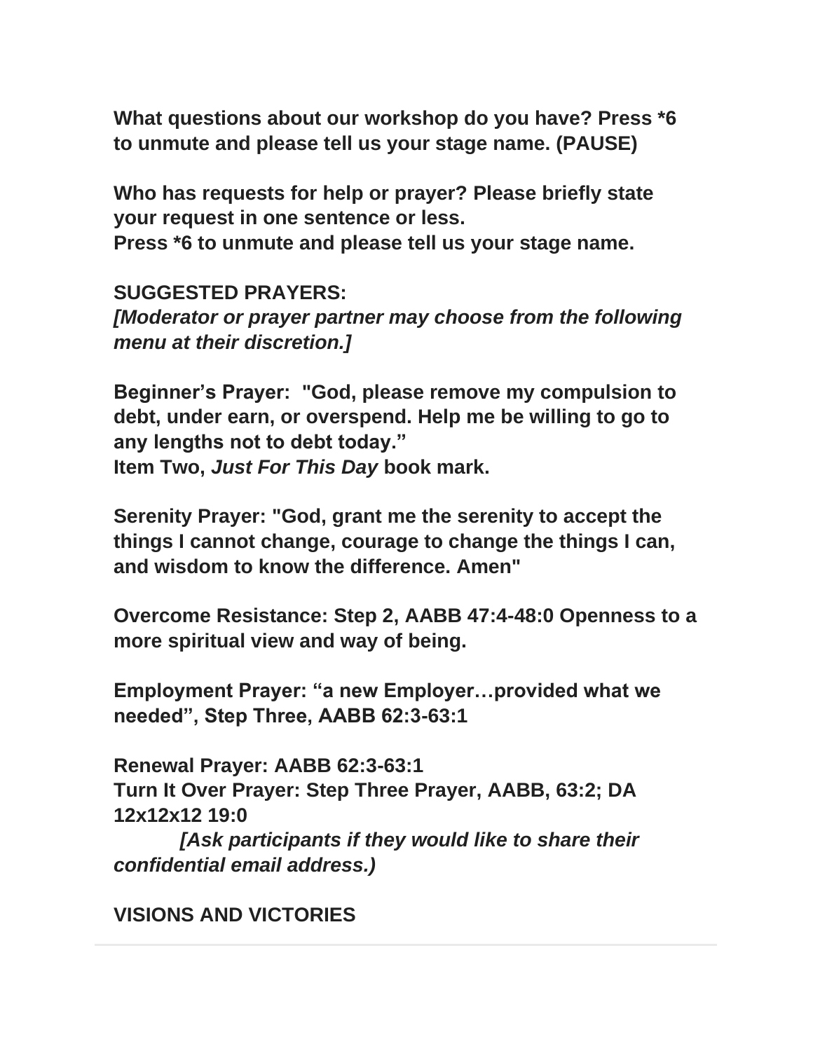**What questions about our workshop do you have? Press *6 to unmute and please tell us your stage name. (PAUSE)**

**Who has requests for help or prayer? Please briefly state your request in one sentence or less.**
**Press *6 to unmute and please tell us your stage name.**

**SUGGESTED PRAYERS:**
***[Moderator or prayer partner may choose from the following menu at their discretion.]***

**Beginner's Prayer: "God, please remove my compulsion to debt, under earn, or overspend. Help me be willing to go to any lengths not to debt today."**
**Item Two, *Just For This Day* book mark.**

**Serenity Prayer: "God, grant me the serenity to accept the things I cannot change, courage to change the things I can, and wisdom to know the difference. Amen"**

**Overcome Resistance: Step 2, AABB 47:4-48:0 Openness to a more spiritual view and way of being.**

**Employment Prayer: "a new Employer…provided what we needed", Step Three, AABB 62:3-63:1**

**Renewal Prayer: AABB 62:3-63:1**
**Turn It Over Prayer: Step Three Prayer, AABB, 63:2; DA 12x12x12 19:0**
***[Ask participants if they would like to share their confidential email address.)***

**VISIONS AND VICTORIES**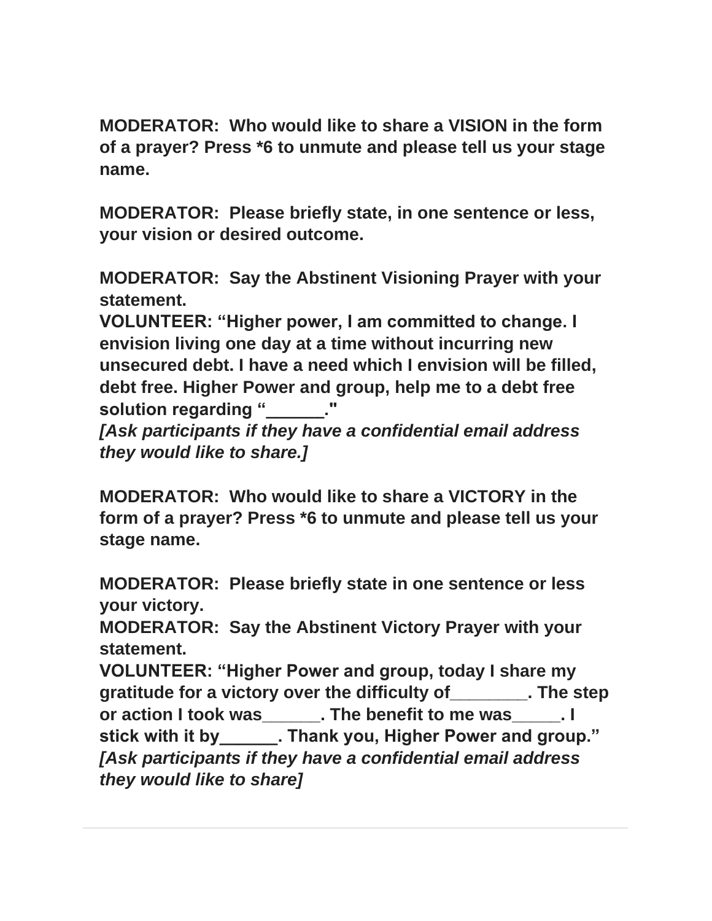**MODERATOR: Who would like to share a VISION in the form of a prayer? Press *6 to unmute and please tell us your stage name.**

**MODERATOR: Please briefly state, in one sentence or less, your vision or desired outcome.**

**MODERATOR: Say the Abstinent Visioning Prayer with your statement.**
**VOLUNTEER: "Higher power, I am committed to change. I envision living one day at a time without incurring new unsecured debt. I have a need which I envision will be filled, debt free. Higher Power and group, help me to a debt free solution regarding "______."**
***[Ask participants if they have a confidential email address they would like to share.]***

**MODERATOR: Who would like to share a VICTORY in the form of a prayer? Press *6 to unmute and please tell us your stage name.**

**MODERATOR: Please briefly state in one sentence or less your victory.**
**MODERATOR: Say the Abstinent Victory Prayer with your statement.**
**VOLUNTEER: "Higher Power and group, today I share my gratitude for a victory over the difficulty of________. The step or action I took was______. The benefit to me was_____. I stick with it by______. Thank you, Higher Power and group."**
***[Ask participants if they have a confidential email address they would like to share]***

---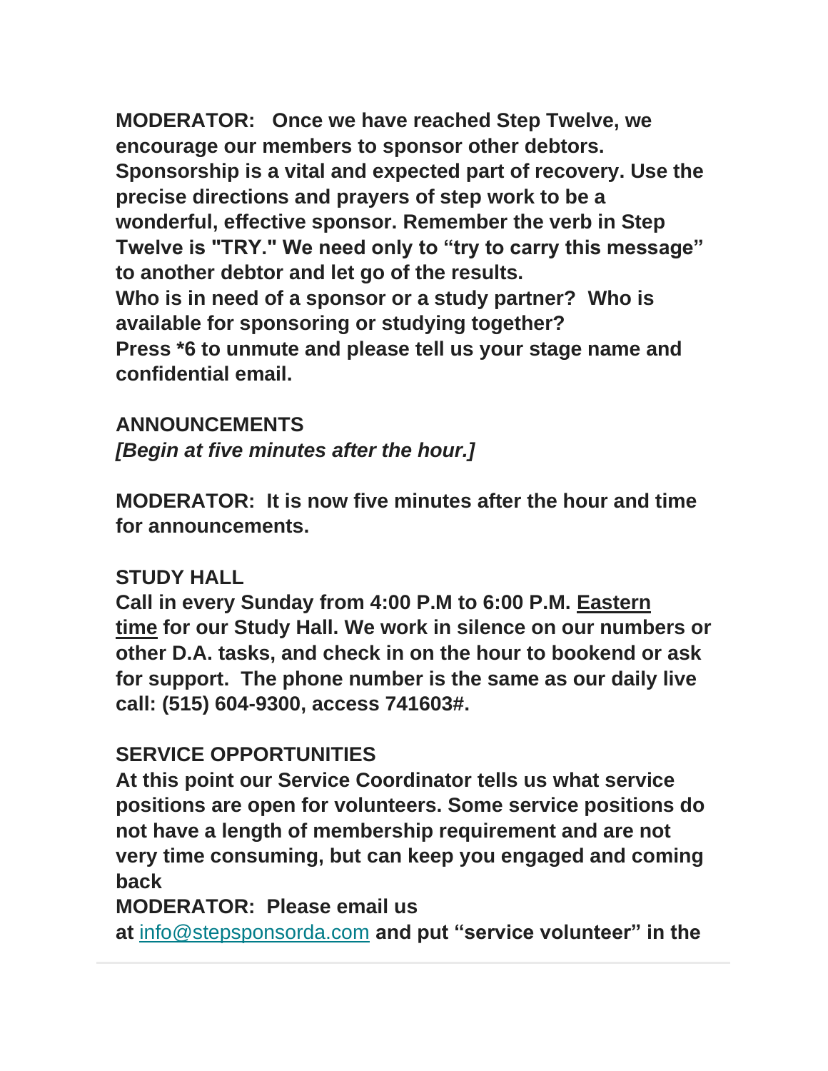**MODERATOR: Once we have reached Step Twelve, we encourage our members to sponsor other debtors. Sponsorship is a vital and expected part of recovery. Use the precise directions and prayers of step work to be a wonderful, effective sponsor. Remember the verb in Step Twelve is "TRY." We need only to "try to carry this message" to another debtor and let go of the results.**
**Who is in need of a sponsor or a study partner? Who is available for sponsoring or studying together?**
**Press *6 to unmute and please tell us your stage name and confidential email.**

**ANNOUNCEMENTS**
***[Begin at five minutes after the hour.]***

**MODERATOR: It is now five minutes after the hour and time for announcements.**

**STUDY HALL**
**Call in every Sunday from 4:00 P.M to 6:00 P.M. <u>Eastern time</u> for our Study Hall. We work in silence on our numbers or other D.A. tasks, and check in on the hour to bookend or ask for support. The phone number is the same as our daily live call: (515) 604-9300, access 741603#.**

**SERVICE OPPORTUNITIES**
**At this point our Service Coordinator tells us what service positions are open for volunteers. Some service positions do not have a length of membership requirement and are not very time consuming, but can keep you engaged and coming back**
**MODERATOR: Please email us at** [info@stepsponsorda.com](mailto:info@stepsponsorda.com) **and put "service volunteer" in the**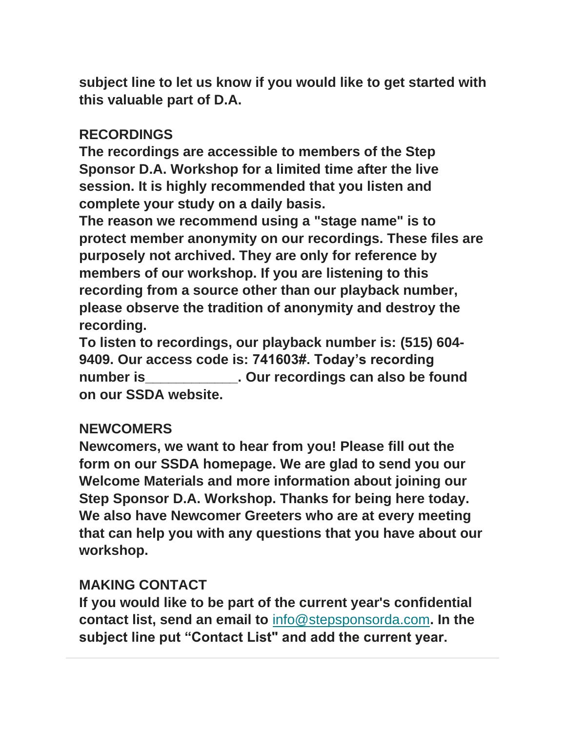**subject line to let us know if you would like to get started with this valuable part of D.A.**

**RECORDINGS**

**The recordings are accessible to members of the Step Sponsor D.A. Workshop for a limited time after the live session. It is highly recommended that you listen and complete your study on a daily basis.**

**The reason we recommend using a "stage name" is to protect member anonymity on our recordings. These files are purposely not archived. They are only for reference by members of our workshop. If you are listening to this recording from a source other than our playback number, please observe the tradition of anonymity and destroy the recording.**

**To listen to recordings, our playback number is: (515) 604-9409. Our access code is: 741603#. Today's recording number is____________. Our recordings can also be found on our SSDA website.**

**NEWCOMERS**

**Newcomers, we want to hear from you! Please fill out the form on our SSDA homepage. We are glad to send you our Welcome Materials and more information about joining our Step Sponsor D.A. Workshop. Thanks for being here today. We also have Newcomer Greeters who are at every meeting that can help you with any questions that you have about our workshop.**

**MAKING CONTACT**

**If you would like to be part of the current year's confidential contact list, send an email to** info@stepsponsorda.com**. In the subject line put "Contact List" and add the current year.**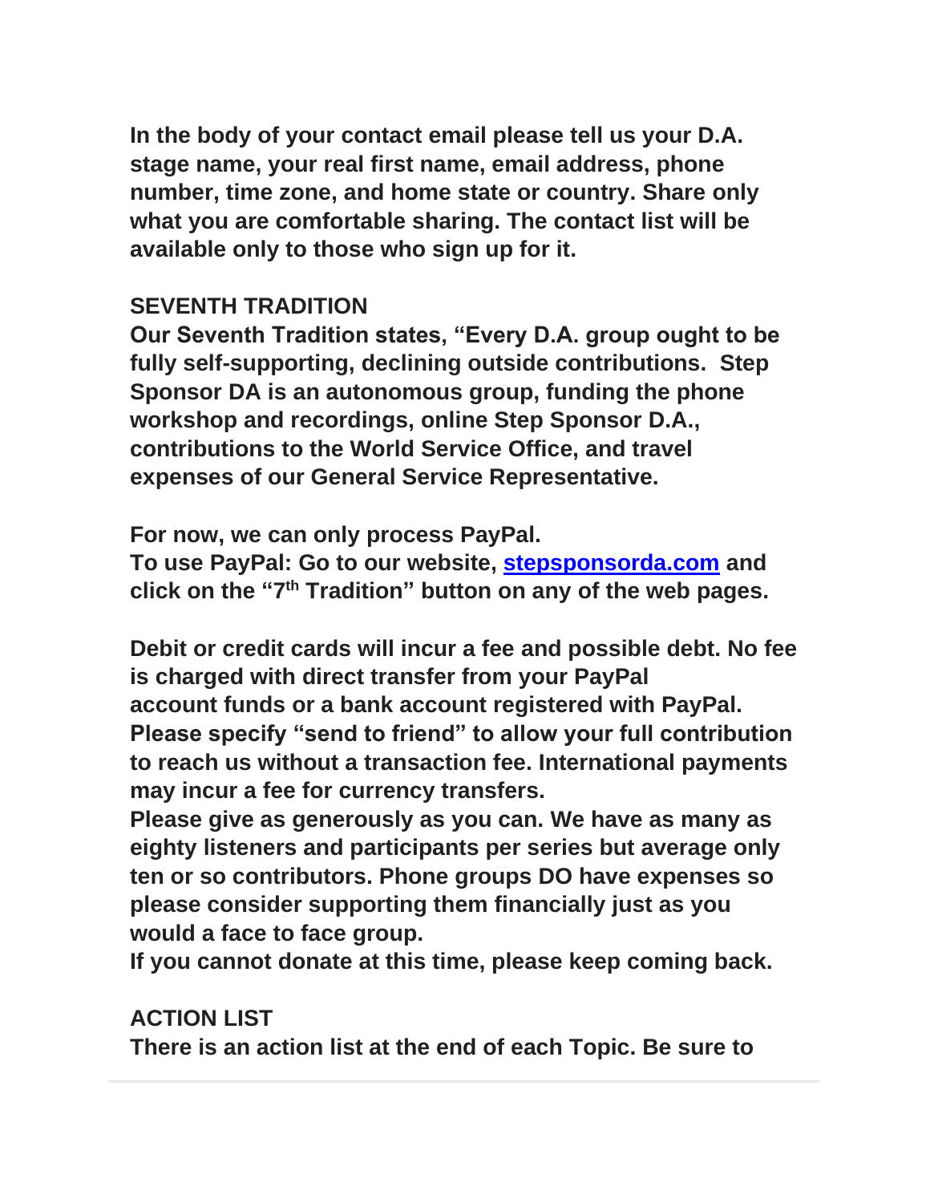**In the body of your contact email please tell us your D.A. stage name, your real first name, email address, phone number, time zone, and home state or country. Share only what you are comfortable sharing. The contact list will be available only to those who sign up for it.**

**SEVENTH TRADITION**

**Our Seventh Tradition states, "Every D.A. group ought to be fully self-supporting, declining outside contributions. Step Sponsor DA is an autonomous group, funding the phone workshop and recordings, online Step Sponsor D.A., contributions to the World Service Office, and travel expenses of our General Service Representative.**

**For now, we can only process PayPal.**
**To use PayPal: Go to our website, [stepsponsorda.com](stepsponsorda.com) and click on the "7th Tradition" button on any of the web pages.**

**Debit or credit cards will incur a fee and possible debt. No fee is charged with direct transfer from your PayPal account funds or a bank account registered with PayPal. Please specify "send to friend" to allow your full contribution to reach us without a transaction fee. International payments may incur a fee for currency transfers.**
**Please give as generously as you can. We have as many as eighty listeners and participants per series but average only ten or so contributors. Phone groups DO have expenses so please consider supporting them financially just as you would a face to face group.**
**If you cannot donate at this time, please keep coming back.**

**ACTION LIST**

**There is an action list at the end of each Topic. Be sure to**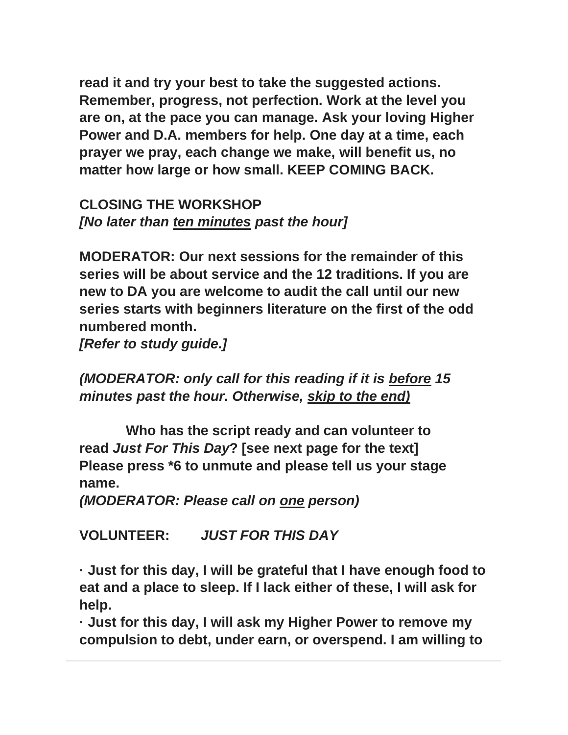**read it and try your best to take the suggested actions. Remember, progress, not perfection. Work at the level you are on, at the pace you can manage. Ask your loving Higher Power and D.A. members for help. One day at a time, each prayer we pray, each change we make, will benefit us, no matter how large or how small. KEEP COMING BACK.**

**CLOSING THE WORKSHOP**
***[No later than <u>ten minutes</u> past the hour]***

**MODERATOR: Our next sessions for the remainder of this series will be about service and the 12 traditions. If you are new to DA you are welcome to audit the call until our new series starts with beginners literature on the first of the odd numbered month.**
***[Refer to study guide.]***

***(MODERATOR: only call for this reading if it is <u>before</u> 15 minutes past the hour. Otherwise, <u>skip to the end)</u>***

**Who has the script ready and can volunteer to read *Just For This Day*? [see next page for the text] Please press *6 to unmute and please tell us your stage name.**
***(MODERATOR: Please call on <u>one</u> person)***

**VOLUNTEER: *JUST FOR THIS DAY***

- **Just for this day, I will be grateful that I have enough food to eat and a place to sleep. If I lack either of these, I will ask for help.**
- **Just for this day, I will ask my Higher Power to remove my compulsion to debt, under earn, or overspend. I am willing to**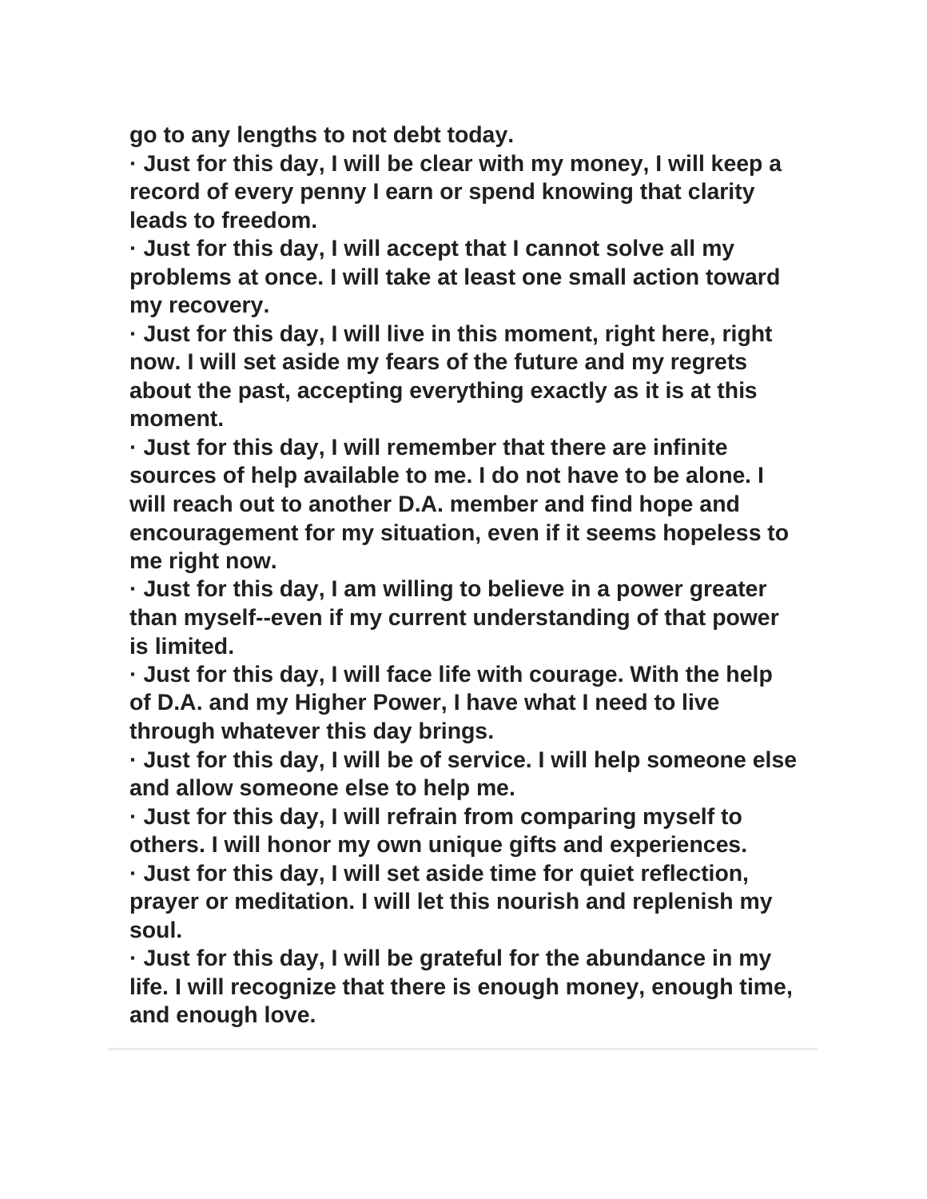**go to any lengths to not debt today.**

- **Just for this day, I will be clear with my money, I will keep a record of every penny I earn or spend knowing that clarity leads to freedom.**
- **Just for this day, I will accept that I cannot solve all my problems at once. I will take at least one small action toward my recovery.**
- **Just for this day, I will live in this moment, right here, right now. I will set aside my fears of the future and my regrets about the past, accepting everything exactly as it is at this moment.**
- **Just for this day, I will remember that there are infinite sources of help available to me. I do not have to be alone. I will reach out to another D.A. member and find hope and encouragement for my situation, even if it seems hopeless to me right now.**
- **Just for this day, I am willing to believe in a power greater than myself--even if my current understanding of that power is limited.**
- **Just for this day, I will face life with courage. With the help of D.A. and my Higher Power, I have what I need to live through whatever this day brings.**
- **Just for this day, I will be of service. I will help someone else and allow someone else to help me.**
- **Just for this day, I will refrain from comparing myself to others. I will honor my own unique gifts and experiences.**
- **Just for this day, I will set aside time for quiet reflection, prayer or meditation. I will let this nourish and replenish my soul.**
- **Just for this day, I will be grateful for the abundance in my life. I will recognize that there is enough money, enough time, and enough love.**

---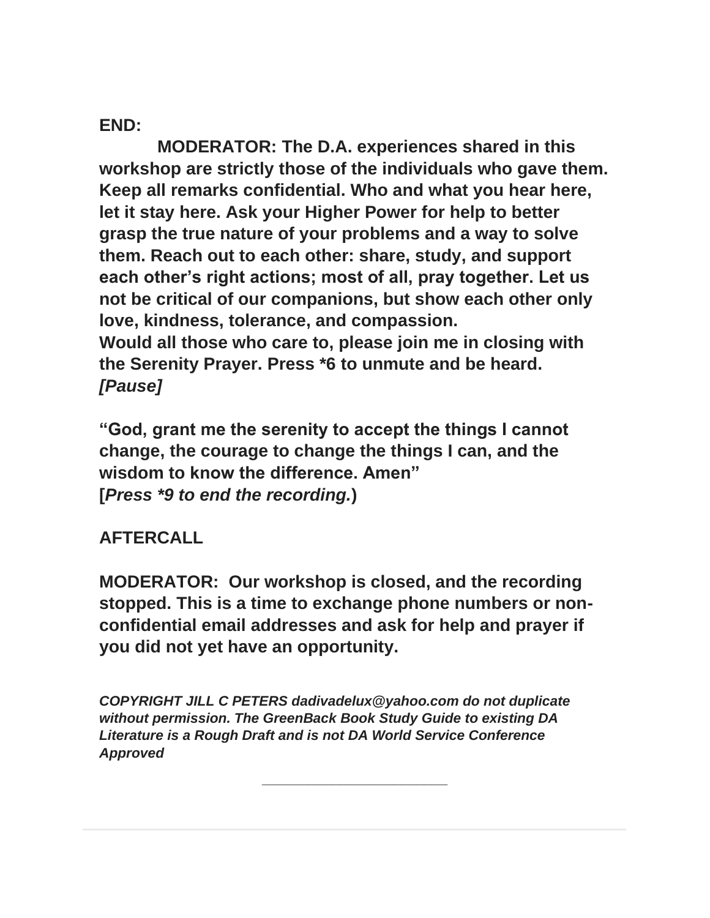**END:**

**MODERATOR: The D.A. experiences shared in this workshop are strictly those of the individuals who gave them. Keep all remarks confidential. Who and what you hear here, let it stay here. Ask your Higher Power for help to better grasp the true nature of your problems and a way to solve them. Reach out to each other: share, study, and support each other's right actions; most of all, pray together. Let us not be critical of our companions, but show each other only love, kindness, tolerance, and compassion.**
**Would all those who care to, please join me in closing with the Serenity Prayer. Press *6 to unmute and be heard.**
***[Pause]***

**"God, grant me the serenity to accept the things I cannot change, the courage to change the things I can, and the wisdom to know the difference. Amen"**
**[*Press *9 to end the recording.*)**

**AFTERCALL**

**MODERATOR: Our workshop is closed, and the recording stopped. This is a time to exchange phone numbers or non-confidential email addresses and ask for help and prayer if you did not yet have an opportunity.**

***COPYRIGHT JILL C PETERS dadivadelux@yahoo.com do not duplicate without permission. The GreenBack Book Study Guide to existing DA Literature is a Rough Draft and is not DA World Service Conference Approved***

---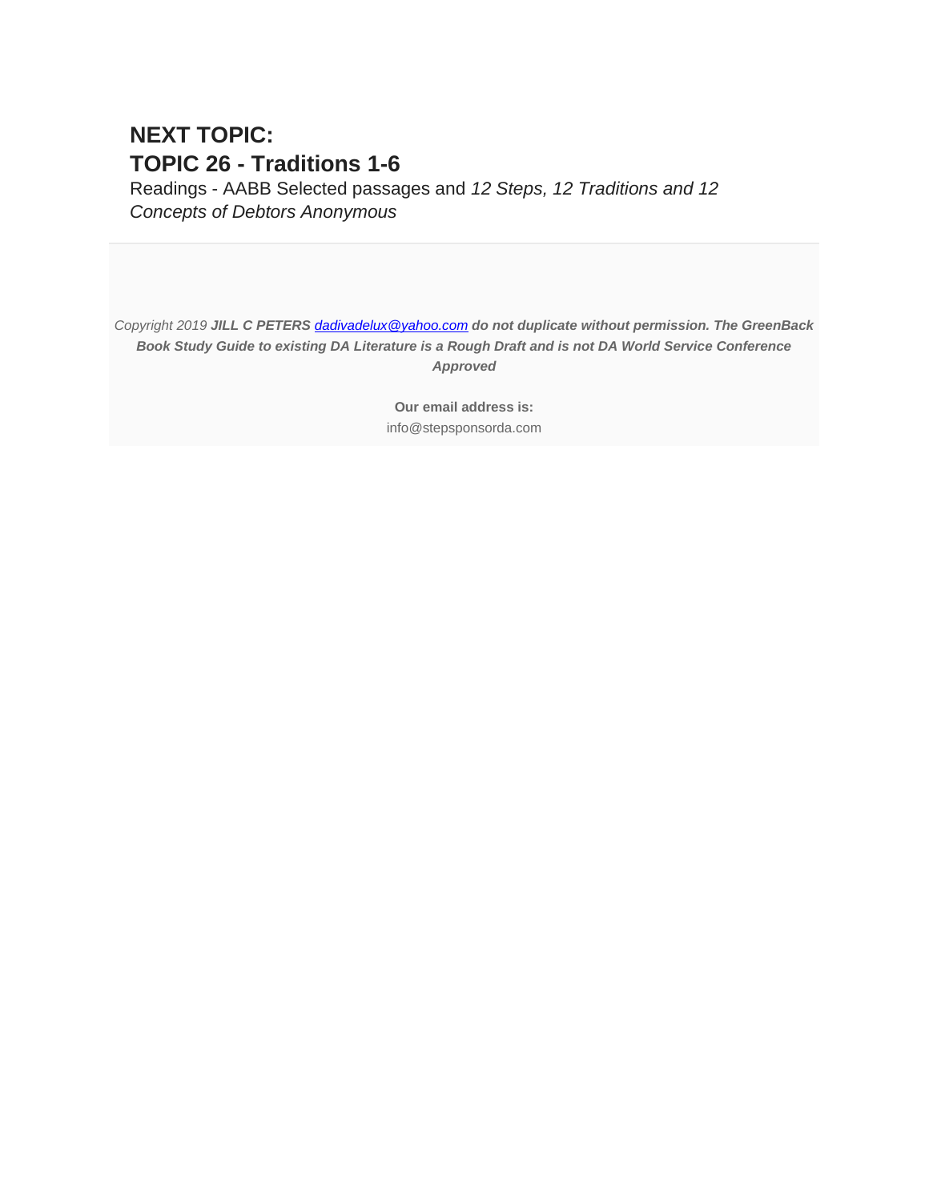## NEXT TOPIC:
## TOPIC 26 - Traditions 1-6

Readings - AABB Selected passages and *12 Steps, 12 Traditions and 12 Concepts of Debtors Anonymous*

---

*Copyright 2019* ***JILL C PETERS*** *dadivadelux@yahoo.com* ***do not duplicate without permission. The GreenBack Book Study Guide to existing DA Literature is a Rough Draft and is not DA World Service Conference Approved***

**Our email address is:**
info@stepsponsorda.com